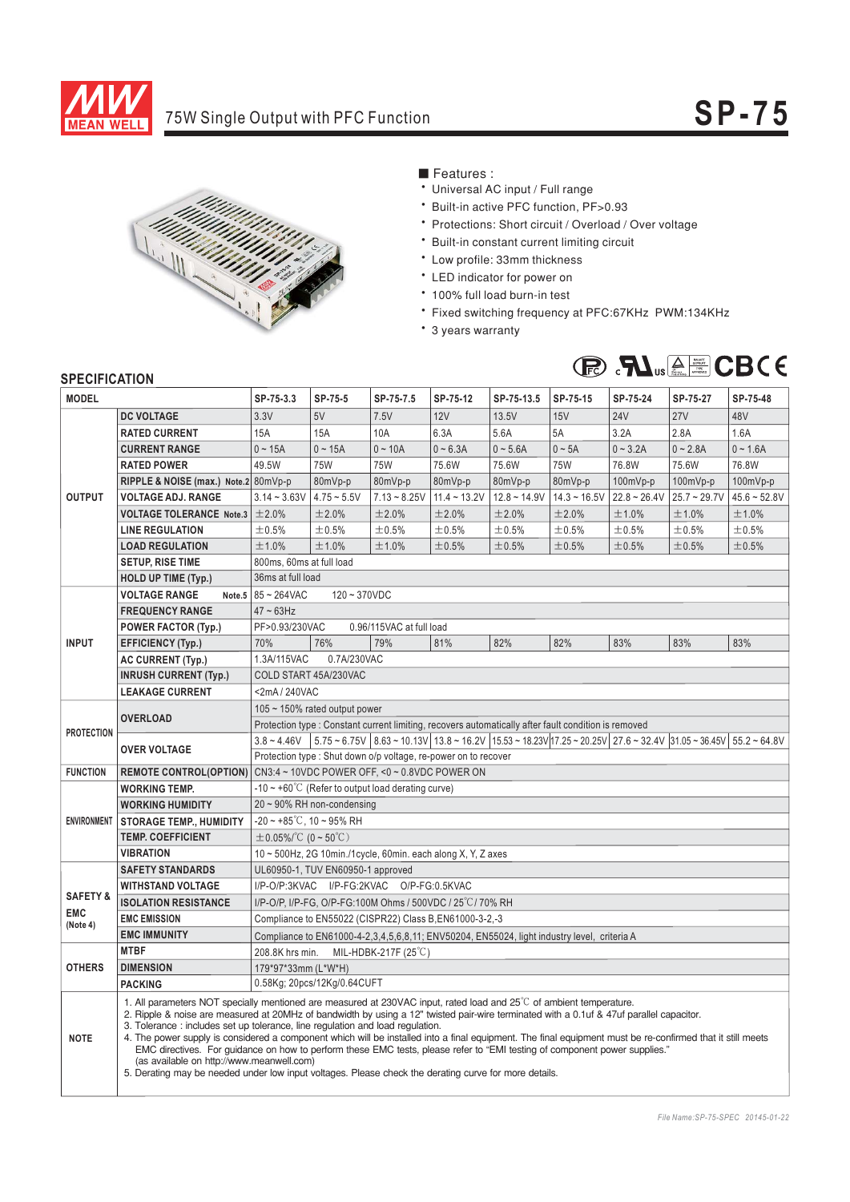MEAN WELL

# 75W Single Output with PFC Function

# SP-75

## ■ Features :

- Universal AC input / Full range
- Built-in active PFC function, PF>0.93
- Protections: Short circuit / Overload / Over voltage
- Built-in constant current limiting circuit
- Low profile: 33mm thickness
- LED indicator for power on
- 100% full load burn-in test
- Fixed switching frequency at PFC:67KHz PWM:134KHz
- 3 years warranty

## SPECIFICATION

| MODEL | | SP-75-3.3 | SP-75-5 | SP-75-7.5 | SP-75-12 | SP-75-13.5 | SP-75-15 | SP-75-24 | SP-75-27 | SP-75-48 |
|---|---|---|---|---|---|---|---|---|---|---|
| OUTPUT | DC VOLTAGE | 3.3V | 5V | 7.5V | 12V | 13.5V | 15V | 24V | 27V | 48V |
| | RATED CURRENT | 15A | 15A | 10A | 6.3A | 5.6A | 5A | 3.2A | 2.8A | 1.6A |
| | CURRENT RANGE | 0 ~ 15A | 0 ~ 15A | 0 ~ 10A | 0 ~ 6.3A | 0 ~ 5.6A | 0 ~ 5A | 0 ~ 3.2A | 0 ~ 2.8A | 0 ~ 1.6A |
| | RATED POWER | 49.5W | 75W | 75W | 75.6W | 75.6W | 75W | 76.8W | 75.6W | 76.8W |
| | RIPPLE & NOISE (max.) Note.2 | 80mVp-p | 80mVp-p | 80mVp-p | 80mVp-p | 80mVp-p | 80mVp-p | 100mVp-p | 100mVp-p | 100mVp-p |
| | VOLTAGE ADJ. RANGE | 3.14 ~ 3.63V | 4.75 ~ 5.5V | 7.13 ~ 8.25V | 11.4 ~ 13.2V | 12.8 ~ 14.9V | 14.3 ~ 16.5V | 22.8 ~ 26.4V | 25.7 ~ 29.7V | 45.6 ~ 52.8V |
| | VOLTAGE TOLERANCE Note.3 | ±2.0% | ±2.0% | ±2.0% | ±2.0% | ±2.0% | ±2.0% | ±1.0% | ±1.0% | ±1.0% |
| | LINE REGULATION | ±0.5% | ±0.5% | ±0.5% | ±0.5% | ±0.5% | ±0.5% | ±0.5% | ±0.5% | ±0.5% |
| | LOAD REGULATION | ±1.0% | ±1.0% | ±1.0% | ±0.5% | ±0.5% | ±0.5% | ±0.5% | ±0.5% | ±0.5% |
| | SETUP, RISE TIME | 800ms, 60ms at full load | | | | | | | | |
| | HOLD UP TIME (Typ.) | 36ms at full load | | | | | | | | |
| INPUT | VOLTAGE RANGE Note.5 | 85 ~ 264VAC 120 ~ 370VDC | | | | | | | | |
| | FREQUENCY RANGE | 47 ~ 63Hz | | | | | | | | |
| | POWER FACTOR (Typ.) | PF>0.93/230VAC 0.96/115VAC at full load | | | | | | | | |
| | EFFICIENCY (Typ.) | 70% | 76% | 79% | 81% | 82% | 82% | 83% | 83% | 83% |
| | AC CURRENT (Typ.) | 1.3A/115VAC 0.7A/230VAC | | | | | | | | |
| | INRUSH CURRENT (Typ.) | COLD START 45A/230VAC | | | | | | | | |
| | LEAKAGE CURRENT | <2mA / 240VAC | | | | | | | | |
| PROTECTION | OVERLOAD | 105 ~ 150% rated output power | | | | | | | | |
| | | Protection type : Constant current limiting, recovers automatically after fault condition is removed | | | | | | | | |
| | OVER VOLTAGE | 3.8 ~ 4.46V | 5.75 ~ 6.75V | 8.63 ~ 10.13V | 13.8 ~ 16.2V | 15.53 ~ 18.23V | 17.25 ~ 20.25V | 27.6 ~ 32.4V | 31.05 ~ 36.45V | 55.2 ~ 64.8V |
| | | Protection type : Shut down o/p voltage, re-power on to recover | | | | | | | | |
| FUNCTION | REMOTE CONTROL(OPTION) | CN3:4 ~ 10VDC POWER OFF, <0 ~ 0.8VDC POWER ON | | | | | | | | |
| ENVIRONMENT | WORKING TEMP. | -10 ~ +60℃ (Refer to output load derating curve) | | | | | | | | |
| | WORKING HUMIDITY | 20 ~ 90% RH non-condensing | | | | | | | | |
| | STORAGE TEMP., HUMIDITY | -20 ~ +85℃, 10 ~ 95% RH | | | | | | | | |
| | TEMP. COEFFICIENT | ±0.05%/℃ (0 ~ 50℃) | | | | | | | | |
| | VIBRATION | 10 ~ 500Hz, 2G 10min./1cycle, 60min. each along X, Y, Z axes | | | | | | | | |
| SAFETY & EMC (Note 4) | SAFETY STANDARDS | UL60950-1, TUV EN60950-1 approved | | | | | | | | |
| | WITHSTAND VOLTAGE | I/P-O/P:3KVAC I/P-FG:2KVAC O/P-FG:0.5KVAC | | | | | | | | |
| | ISOLATION RESISTANCE | I/P-O/P, I/P-FG, O/P-FG:100M Ohms / 500VDC / 25℃/ 70% RH | | | | | | | | |
| | EMC EMISSION | Compliance to EN55022 (CISPR22) Class B,EN61000-3-2,-3 | | | | | | | | |
| | EMC IMMUNITY | Compliance to EN61000-4-2,3,4,5,6,8,11; ENV50204, EN55024, light industry level, criteria A | | | | | | | | |
| OTHERS | MTBF | 208.8K hrs min. MIL-HDBK-217F (25℃) | | | | | | | | |
| | DIMENSION | 179*97*33mm (L*W*H) | | | | | | | | |
| | PACKING | 0.58Kg; 20pcs/12Kg/0.64CUFT | | | | | | | | |

**NOTE**

1. All parameters NOT specially mentioned are measured at 230VAC input, rated load and 25℃ of ambient temperature.
2. Ripple & noise are measured at 20MHz of bandwidth by using a 12" twisted pair-wire terminated with a 0.1uf & 47uf parallel capacitor.
3. Tolerance : includes set up tolerance, line regulation and load regulation.
4. The power supply is considered a component which will be installed into a final equipment. The final equipment must be re-confirmed that it still meets EMC directives. For guidance on how to perform these EMC tests, please refer to "EMI testing of component power supplies." (as available on http://www.meanwell.com)
5. Derating may be needed under low input voltages. Please check the derating curve for more details.

*File Name:SP-75-SPEC 20145-01-22*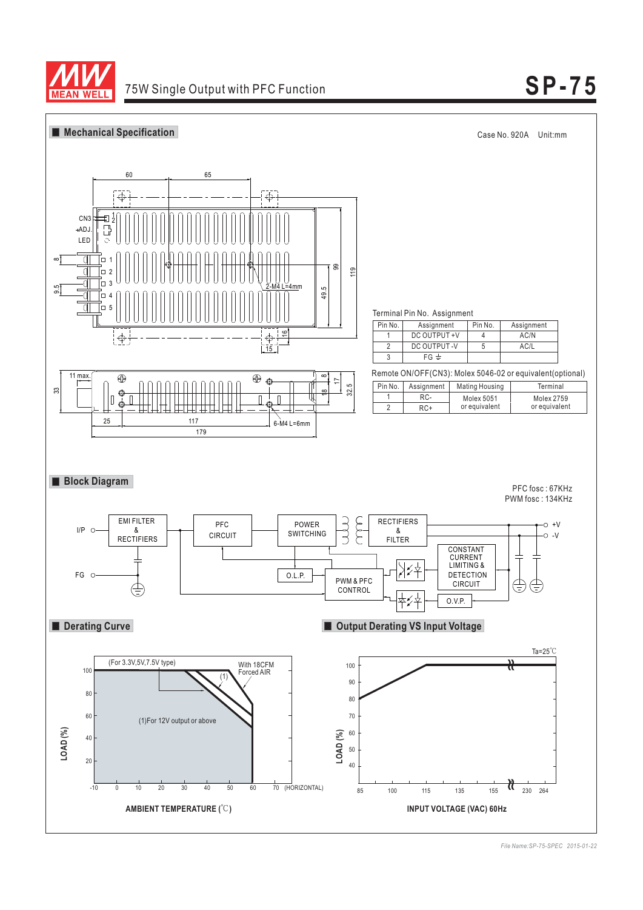75W Single Output with PFC Function

# SP-75

## Mechanical Specification

Case No. 920A Unit:mm

60
65
CN3
+ADJ.
LED
8
9.5
1
2
3
4
5
2-M4 L=4mm
49.5
99
119
16
15
11 max.
33
25
117
179
8
17
18
32.5
6-M4 L=6mm

Terminal Pin No. Assignment

| Pin No. | Assignment | Pin No. | Assignment |
|---|---|---|---|
| 1 | DC OUTPUT +V | 4 | AC/N |
| 2 | DC OUTPUT -V | 5 | AC/L |
| 3 | FG ⏚ | | |

Remote ON/OFF(CN3): Molex 5046-02 or equivalent(optional)

| Pin No. | Assignment | Mating Housing | Terminal |
|---|---|---|---|
| 1 | RC- | Molex 5051 or equivalent | Molex 2759 or equivalent |
| 2 | RC+ | | |

## Block Diagram

PFC fosc : 67KHz
PWM fosc : 134KHz

I/P
FG
EMI FILTER & RECTIFIERS
PFC CIRCUIT
POWER SWITCHING
RECTIFIERS & FILTER
+V
-V
O.L.P.
PWM & PFC CONTROL
CONSTANT CURRENT LIMITING & DETECTION CIRCUIT
O.V.P.

## Derating Curve

(For 3.3V,5V,7.5V type)
With 18CFM Forced AIR
(1)
(1)For 12V output or above
LOAD (%)
100
80
60
40
20
-10 0 10 20 30 40 50 60 70 (HORIZONTAL)
AMBIENT TEMPERATURE (℃)

## Output Derating VS Input Voltage

Ta=25℃
LOAD (%)
100
90
80
70
60
50
40
85 100 115 135 155 230 264
INPUT VOLTAGE (VAC) 60Hz

File Name:SP-75-SPEC 2015-01-22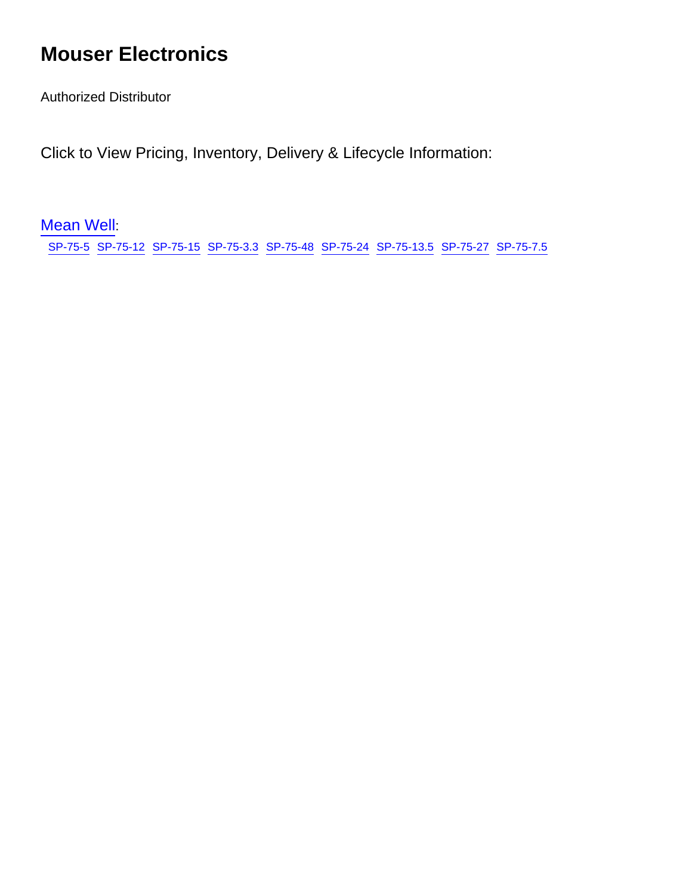# Mouser Electronics

Authorized Distributor

Click to View Pricing, Inventory, Delivery & Lifecycle Information:

Mean Well:

SP-75-5 SP-75-12 SP-75-15 SP-75-3.3 SP-75-48 SP-75-24 SP-75-13.5 SP-75-27 SP-75-7.5